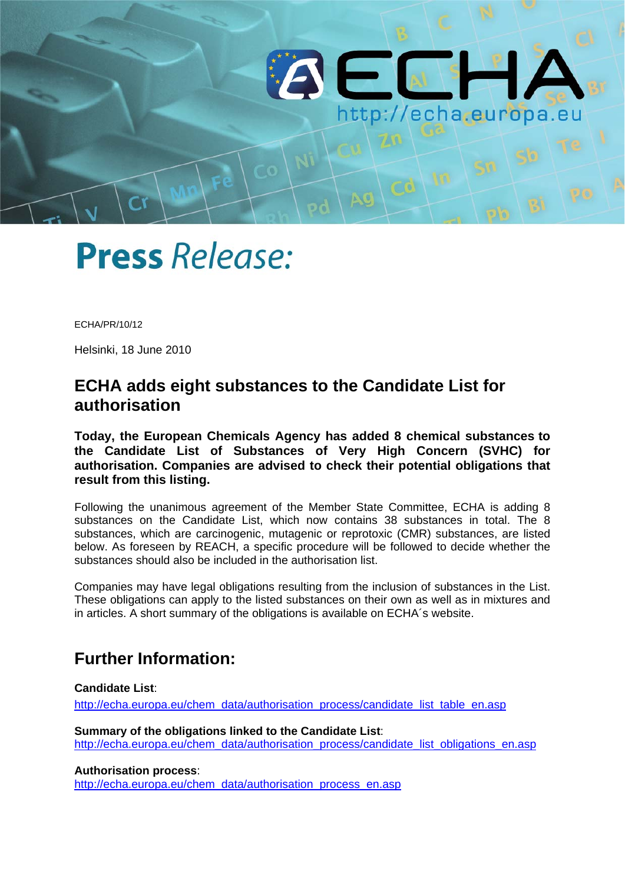# Press Release:

ECHA/PR/10/12

Helsinki, 18 June 2010

## ECHA adds eight substances to the Candidate List for authorisation

**Today, the European Chemicals Agency has added 8 chemical substances to the Candidate List of Substances of Very High Concern (SVHC) for authorisation. Companies are advised to check their potential obligations that result from this listing.**

Following the unanimous agreement of the Member State Committee, ECHA is adding 8 substances on the Candidate List, which now contains 38 substances in total. The 8 substances, which are carcinogenic, mutagenic or reprotoxic (CMR) substances, are listed below. As foreseen by REACH, a specific procedure will be followed to decide whether the substances should also be included in the authorisation list.

Companies may have legal obligations resulting from the inclusion of substances in the List. These obligations can apply to the listed substances on their own as well as in mixtures and in articles. A short summary of the obligations is available on ECHA´s website.

## Further Information:

**Candidate List**:
http://echa.europa.eu/chem_data/authorisation_process/candidate_list_table_en.asp

**Summary of the obligations linked to the Candidate List**:
http://echa.europa.eu/chem_data/authorisation_process/candidate_list_obligations_en.asp

**Authorisation process**:
http://echa.europa.eu/chem_data/authorisation_process_en.asp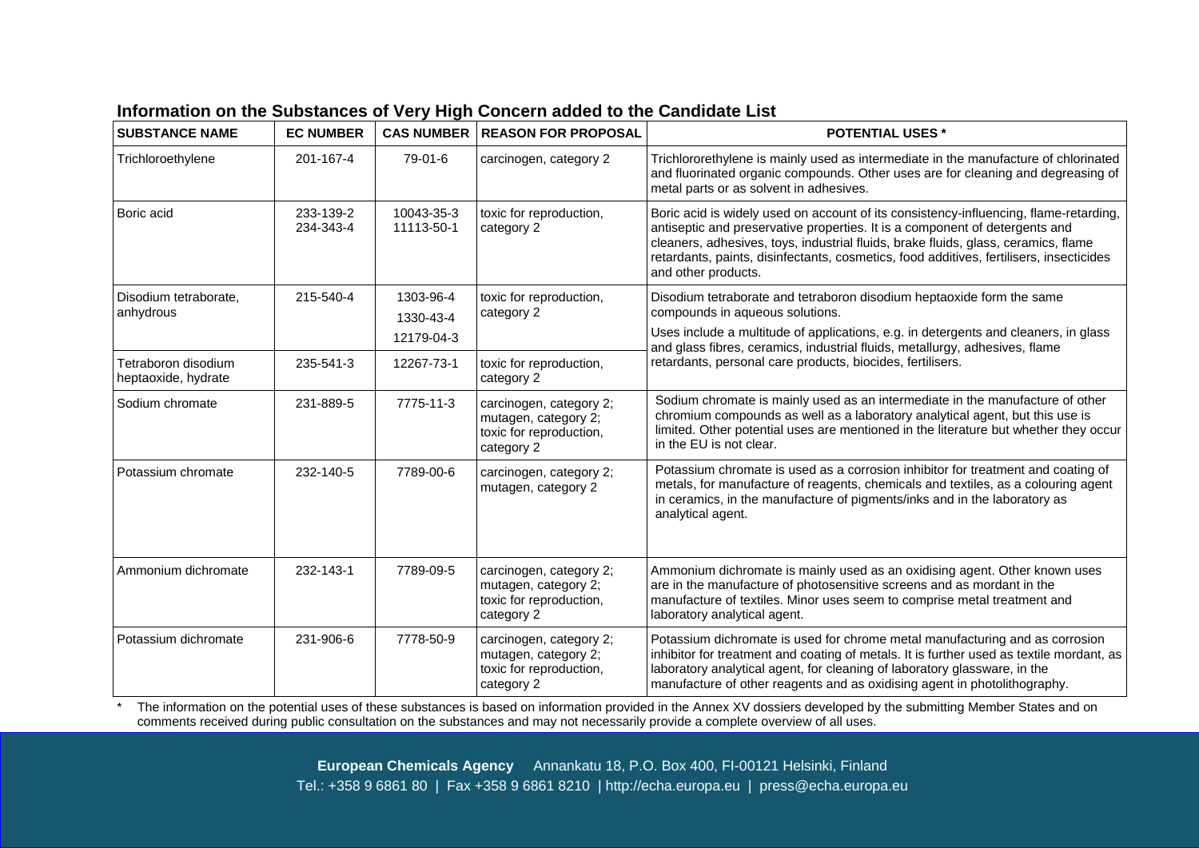## Information on the Substances of Very High Concern added to the Candidate List

| SUBSTANCE NAME | EC NUMBER | CAS NUMBER | REASON FOR PROPOSAL | POTENTIAL USES * |
|---|---|---|---|---|
| Trichloroethylene | 201-167-4 | 79-01-6 | carcinogen, category 2 | Trichlororethylene is mainly used as intermediate in the manufacture of chlorinated and fluorinated organic compounds. Other uses are for cleaning and degreasing of metal parts or as solvent in adhesives. |
| Boric acid | 233-139-2<br>234-343-4 | 10043-35-3<br>11113-50-1 | toxic for reproduction, category 2 | Boric acid is widely used on account of its consistency-influencing, flame-retarding, antiseptic and preservative properties. It is a component of detergents and cleaners, adhesives, toys, industrial fluids, brake fluids, glass, ceramics, flame retardants, paints, disinfectants, cosmetics, food additives, fertilisers, insecticides and other products. |
| Disodium tetraborate, anhydrous | 215-540-4 | 1303-96-4<br>1330-43-4<br>12179-04-3 | toxic for reproduction, category 2 | Disodium tetraborate and tetraboron disodium heptaoxide form the same compounds in aqueous solutions.<br>Uses include a multitude of applications, e.g. in detergents and cleaners, in glass and glass fibres, ceramics, industrial fluids, metallurgy, adhesives, flame retardants, personal care products, biocides, fertilisers. |
| Tetraboron disodium heptaoxide, hydrate | 235-541-3 | 12267-73-1 | toxic for reproduction, category 2 | |
| Sodium chromate | 231-889-5 | 7775-11-3 | carcinogen, category 2; mutagen, category 2; toxic for reproduction, category 2 | Sodium chromate is mainly used as an intermediate in the manufacture of other chromium compounds as well as a laboratory analytical agent, but this use is limited. Other potential uses are mentioned in the literature but whether they occur in the EU is not clear. |
| Potassium chromate | 232-140-5 | 7789-00-6 | carcinogen, category 2; mutagen, category 2 | Potassium chromate is used as a corrosion inhibitor for treatment and coating of metals, for manufacture of reagents, chemicals and textiles, as a colouring agent in ceramics, in the manufacture of pigments/inks and in the laboratory as analytical agent. |
| Ammonium dichromate | 232-143-1 | 7789-09-5 | carcinogen, category 2; mutagen, category 2; toxic for reproduction, category 2 | Ammonium dichromate is mainly used as an oxidising agent. Other known uses are in the manufacture of photosensitive screens and as mordant in the manufacture of textiles. Minor uses seem to comprise metal treatment and laboratory analytical agent. |
| Potassium dichromate | 231-906-6 | 7778-50-9 | carcinogen, category 2; mutagen, category 2; toxic for reproduction, category 2 | Potassium dichromate is used for chrome metal manufacturing and as corrosion inhibitor for treatment and coating of metals. It is further used as textile mordant, as laboratory analytical agent, for cleaning of laboratory glassware, in the manufacture of other reagents and as oxidising agent in photolithography. |

\* The information on the potential uses of these substances is based on information provided in the Annex XV dossiers developed by the submitting Member States and on comments received during public consultation on the substances and may not necessarily provide a complete overview of all uses.

**European Chemicals Agency** Annankatu 18, P.O. Box 400, FI-00121 Helsinki, Finland
Tel.: +358 9 6861 80 | Fax +358 9 6861 8210 | http://echa.europa.eu | press@echa.europa.eu